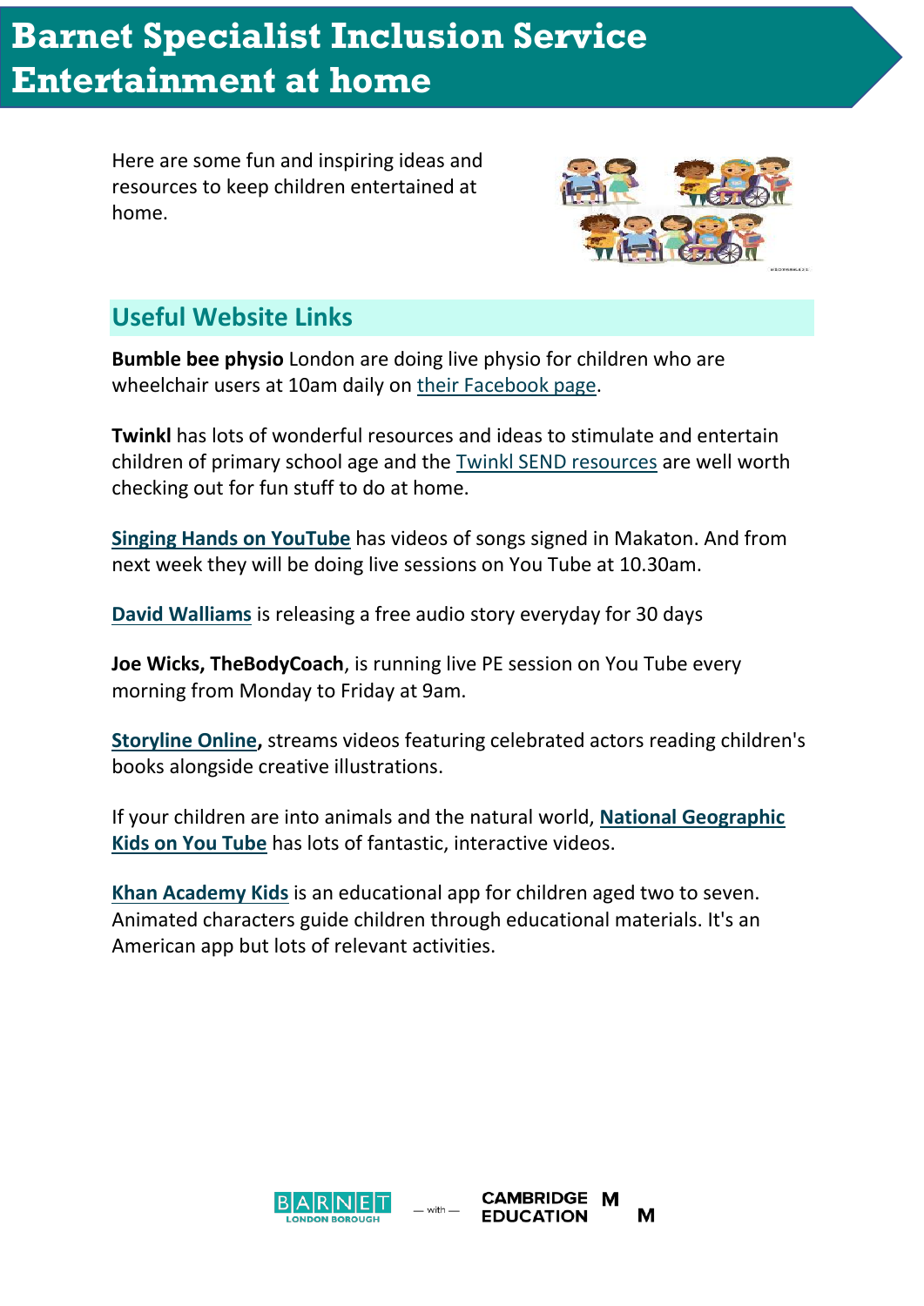# Barnet Specialist Inclusion Service
# Entertainment at home

Here are some fun and inspiring ideas and resources to keep children entertained at home.

## Useful Website Links

**Bumble bee physio** London are doing live physio for children who are wheelchair users at 10am daily on their Facebook page.

**Twinkl** has lots of wonderful resources and ideas to stimulate and entertain children of primary school age and the Twinkl SEND resources are well worth checking out for fun stuff to do at home.

**Singing Hands on YouTube** has videos of songs signed in Makaton. And from next week they will be doing live sessions on You Tube at 10.30am.

**David Walliams** is releasing a free audio story everyday for 30 days

**Joe Wicks, TheBodyCoach**, is running live PE session on You Tube every morning from Monday to Friday at 9am.

**Storyline Online,** streams videos featuring celebrated actors reading children's books alongside creative illustrations.

If your children are into animals and the natural world, **National Geographic Kids on You Tube** has lots of fantastic, interactive videos.

**Khan Academy Kids** is an educational app for children aged two to seven. Animated characters guide children through educational materials. It's an American app but lots of relevant activities.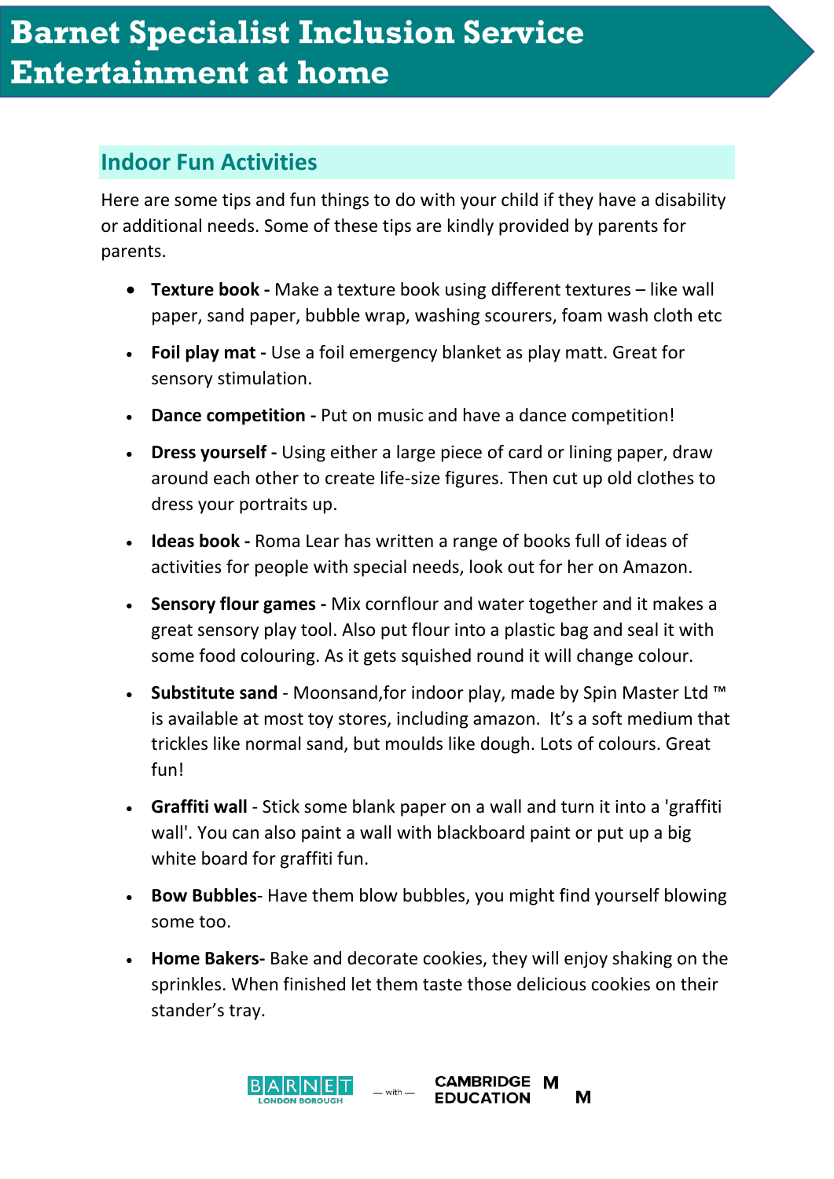# Barnet Specialist Inclusion Service Entertainment at home

## Indoor Fun Activities

Here are some tips and fun things to do with your child if they have a disability or additional needs. Some of these tips are kindly provided by parents for parents.

- **Texture book -** Make a texture book using different textures – like wall paper, sand paper, bubble wrap, washing scourers, foam wash cloth etc
- **Foil play mat -** Use a foil emergency blanket as play matt. Great for sensory stimulation.
- **Dance competition -** Put on music and have a dance competition!
- **Dress yourself -** Using either a large piece of card or lining paper, draw around each other to create life-size figures. Then cut up old clothes to dress your portraits up.
- **Ideas book -** Roma Lear has written a range of books full of ideas of activities for people with special needs, look out for her on Amazon.
- **Sensory flour games -** Mix cornflour and water together and it makes a great sensory play tool. Also put flour into a plastic bag and seal it with some food colouring. As it gets squished round it will change colour.
- **Substitute sand** - Moonsand,for indoor play, made by Spin Master Ltd ™ is available at most toy stores, including amazon. It's a soft medium that trickles like normal sand, but moulds like dough. Lots of colours. Great fun!
- **Graffiti wall** - Stick some blank paper on a wall and turn it into a 'graffiti wall'. You can also paint a wall with blackboard paint or put up a big white board for graffiti fun.
- **Bow Bubbles**- Have them blow bubbles, you might find yourself blowing some too.
- **Home Bakers-** Bake and decorate cookies, they will enjoy shaking on the sprinkles. When finished let them taste those delicious cookies on their stander's tray.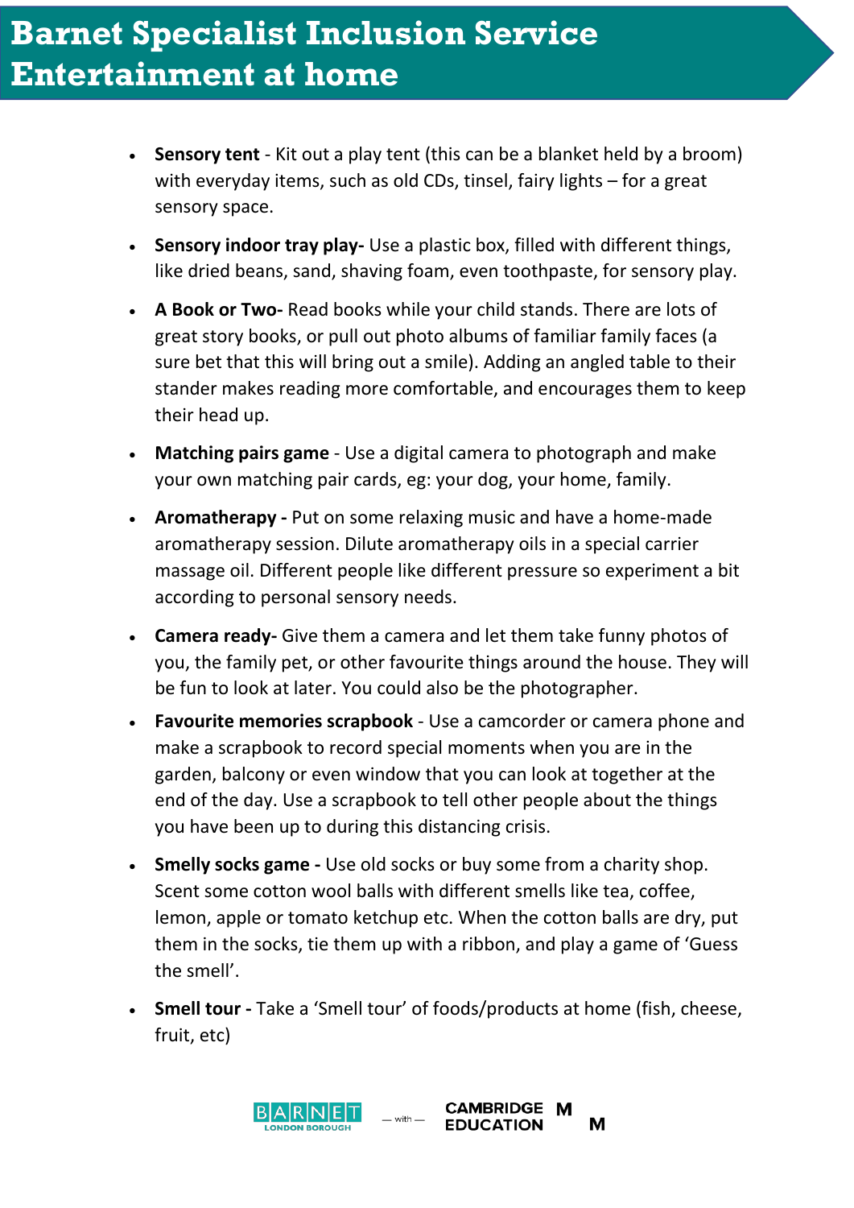# Barnet Specialist Inclusion Service Entertainment at home

- **Sensory tent** - Kit out a play tent (this can be a blanket held by a broom) with everyday items, such as old CDs, tinsel, fairy lights – for a great sensory space.
- **Sensory indoor tray play-** Use a plastic box, filled with different things, like dried beans, sand, shaving foam, even toothpaste, for sensory play.
- **A Book or Two-** Read books while your child stands. There are lots of great story books, or pull out photo albums of familiar family faces (a sure bet that this will bring out a smile). Adding an angled table to their stander makes reading more comfortable, and encourages them to keep their head up.
- **Matching pairs game** - Use a digital camera to photograph and make your own matching pair cards, eg: your dog, your home, family.
- **Aromatherapy -** Put on some relaxing music and have a home-made aromatherapy session. Dilute aromatherapy oils in a special carrier massage oil. Different people like different pressure so experiment a bit according to personal sensory needs.
- **Camera ready-** Give them a camera and let them take funny photos of you, the family pet, or other favourite things around the house. They will be fun to look at later. You could also be the photographer.
- **Favourite memories scrapbook** - Use a camcorder or camera phone and make a scrapbook to record special moments when you are in the garden, balcony or even window that you can look at together at the end of the day. Use a scrapbook to tell other people about the things you have been up to during this distancing crisis.
- **Smelly socks game -** Use old socks or buy some from a charity shop. Scent some cotton wool balls with different smells like tea, coffee, lemon, apple or tomato ketchup etc. When the cotton balls are dry, put them in the socks, tie them up with a ribbon, and play a game of 'Guess the smell'.
- **Smell tour -** Take a 'Smell tour' of foods/products at home (fish, cheese, fruit, etc)

BARNET LONDON BOROUGH — with — CAMBRIDGE EDUCATION